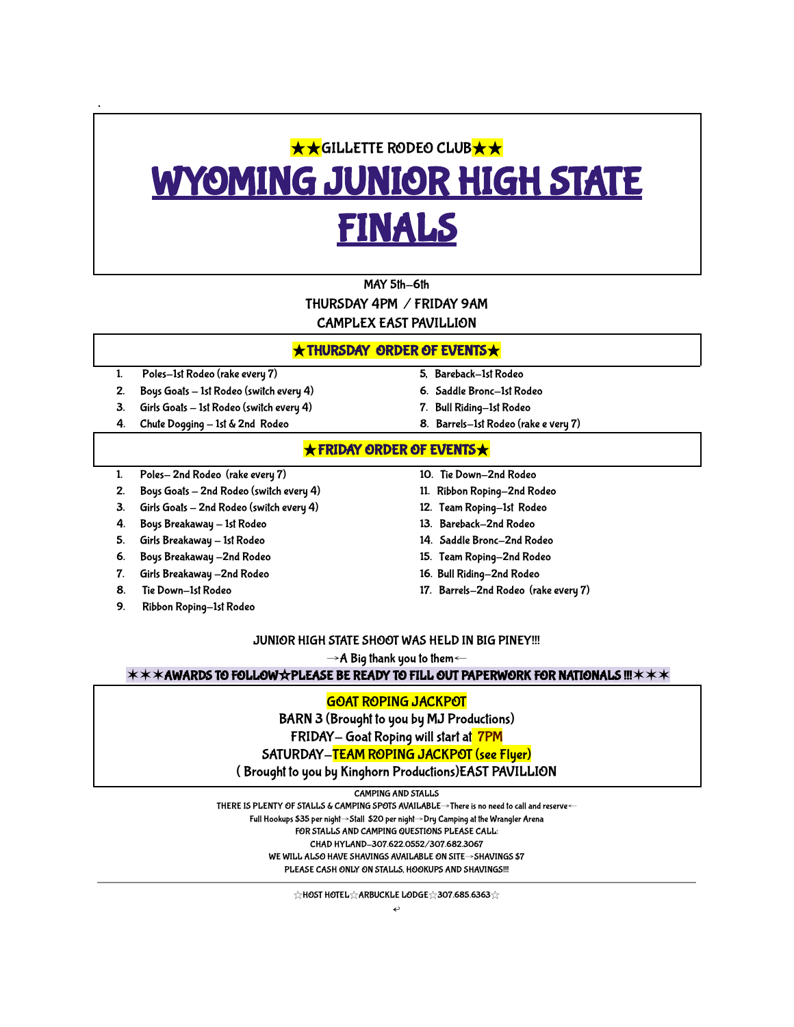★★GILLETTE RODEO CLUB★★

# WYOMING JUNIOR HIGH STATE FINALS

MAY 5th–6th

THURSDAY 4PM / FRIDAY 9AM

CAMPLEX EAST PAVILLION

## ★THURSDAY ORDER OF EVENTS★

1. Poles–1st Rodeo (rake every 7)
2. Boys Goats – 1st Rodeo (switch every 4)
3. Girls Goats – 1st Rodeo (switch every 4)
4. Chute Dogging – 1st & 2nd Rodeo
5. Bareback–1st Rodeo
6. Saddle Bronc–1st Rodeo
7. Bull Riding–1st Rodeo
8. Barrels–1st Rodeo (rake e very 7)

## ★FRIDAY ORDER OF EVENTS★

1. Poles– 2nd Rodeo (rake every 7)
2. Boys Goats – 2nd Rodeo (switch every 4)
3. Girls Goats – 2nd Rodeo (switch every 4)
4. Boys Breakaway – 1st Rodeo
5. Girls Breakaway – 1st Rodeo
6. Boys Breakaway –2nd Rodeo
7. Girls Breakaway –2nd Rodeo
8. Tie Down–1st Rodeo
9. Ribbon Roping–1st Rodeo
10. Tie Down–2nd Rodeo
11. Ribbon Roping–2nd Rodeo
12. Team Roping–1st Rodeo
13. Bareback–2nd Rodeo
14. Saddle Bronc–2nd Rodeo
15. Team Roping–2nd Rodeo
16. Bull Riding–2nd Rodeo
17. Barrels–2nd Rodeo (rake every 7)

JUNIOR HIGH STATE SHOOT WAS HELD IN BIG PINEY!!!

→A Big thank you to them←

✶✶✶AWARDS TO FOLLOW☆PLEASE BE READY TO FILL OUT PAPERWORK FOR NATIONALS !!!✶✶✶

**GOAT ROPING JACKPOT**

BARN 3 (Brought to you by MJ Productions)

FRIDAY– Goat Roping will start at **7PM**

SATURDAY–**TEAM ROPING JACKPOT (see Flyer)**

( Brought to you by Kinghorn Productions)EAST PAVILLION

CAMPING AND STALLS

THERE IS PLENTY OF STALLS & CAMPING SPOTS AVAILABLE→There is no need to call and reserve←

Full Hookups $35 per night→Stall $20 per night→Dry Camping at the Wrangler Arena

FOR STALLS AND CAMPING QUESTIONS PLEASE CALL:

CHAD HYLAND–307.622.0552/307.682.3067

WE WILL ALSO HAVE SHAVINGS AVAILABLE ON SITE→SHAVINGS $7

PLEASE CASH ONLY ON STALLS, HOOKUPS AND SHAVINGS!!!

---

☆HOST HOTEL☆ARBUCKLE LODGE☆307.685.6363☆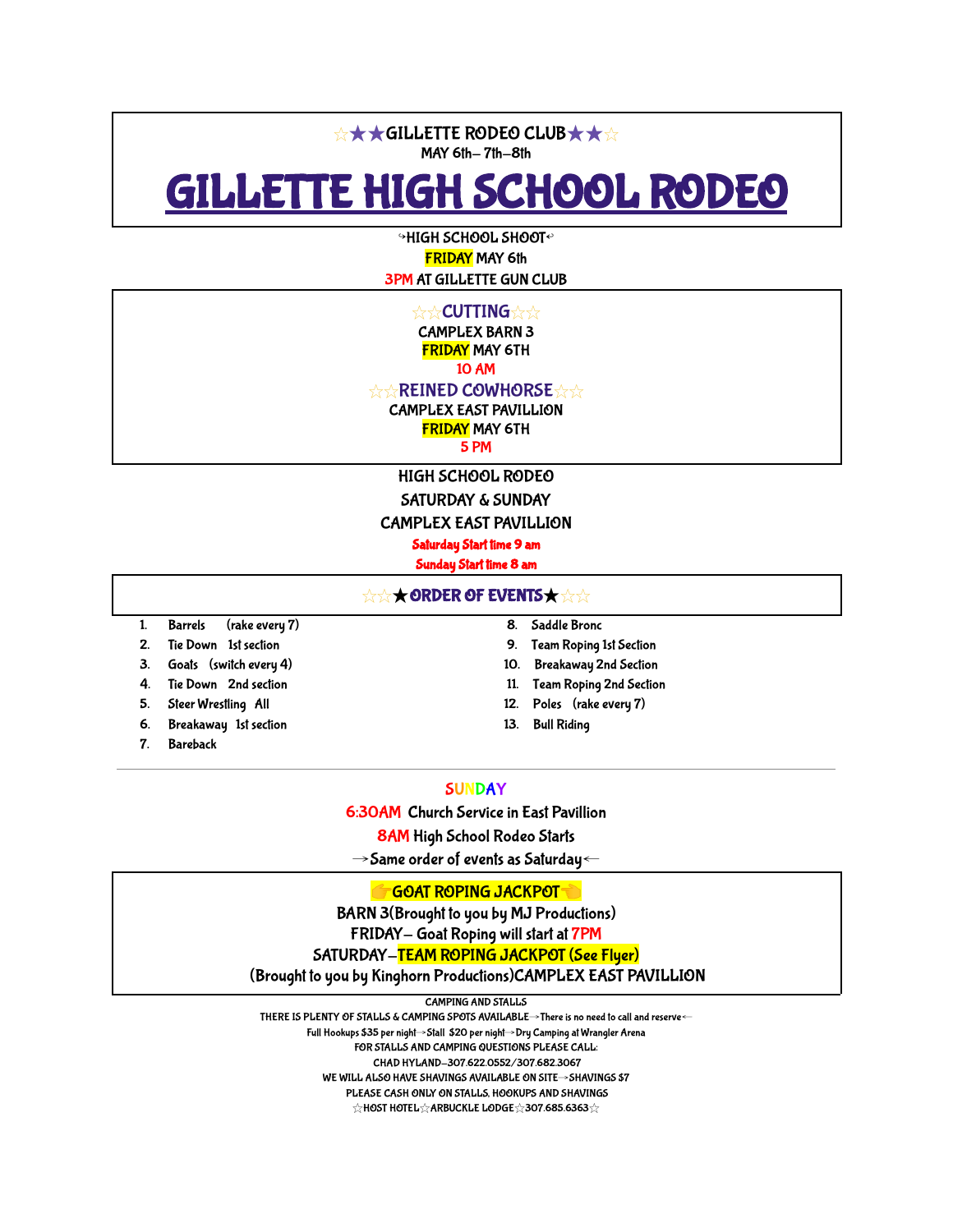☆★★GILLETTE RODEO CLUB★★☆

MAY 6th– 7th–8th

# GILLETTE HIGH SCHOOL RODEO

↬HIGH SCHOOL SHOOT↫

FRIDAY MAY 6th

3PM AT GILLETTE GUN CLUB

☆☆CUTTING☆☆

CAMPLEX BARN 3

FRIDAY MAY 6TH

10 AM

☆☆REINED COWHORSE☆☆

CAMPLEX EAST PAVILLION

FRIDAY MAY 6TH

5 PM

HIGH SCHOOL RODEO

SATURDAY & SUNDAY

CAMPLEX EAST PAVILLION

Saturday Start time 9 am

Sunday Start time 8 am

## ☆☆★ORDER OF EVENTS★☆☆

1. Barrels (rake every 7)
2. Tie Down 1st section
3. Goats (switch every 4)
4. Tie Down 2nd section
5. Steer Wrestling All
6. Breakaway 1st section
7. Bareback
8. Saddle Bronc
9. Team Roping 1st Section
10. Breakaway 2nd Section
11. Team Roping 2nd Section
12. Poles (rake every 7)
13. Bull Riding

---

SUNDAY

6:30AM Church Service in East Pavillion

8AM High School Rodeo Starts

→Same order of events as Saturday←

👉GOAT ROPING JACKPOT👈

BARN 3(Brought to you by MJ Productions)

FRIDAY– Goat Roping will start at 7PM

SATURDAY–TEAM ROPING JACKPOT (See Flyer)

(Brought to you by Kinghorn Productions)CAMPLEX EAST PAVILLION

CAMPING AND STALLS

THERE IS PLENTY OF STALLS & CAMPING SPOTS AVAILABLE→There is no need to call and reserve←

Full Hookups $35 per night→Stall $20 per night→Dry Camping at Wrangler Arena

FOR STALLS AND CAMPING QUESTIONS PLEASE CALL:

CHAD HYLAND–307.622.0552/307.682.3067

WE WILL ALSO HAVE SHAVINGS AVAILABLE ON SITE→SHAVINGS $7

PLEASE CASH ONLY ON STALLS, HOOKUPS AND SHAVINGS

☆HOST HOTEL☆ARBUCKLE LODGE☆307.685.6363☆